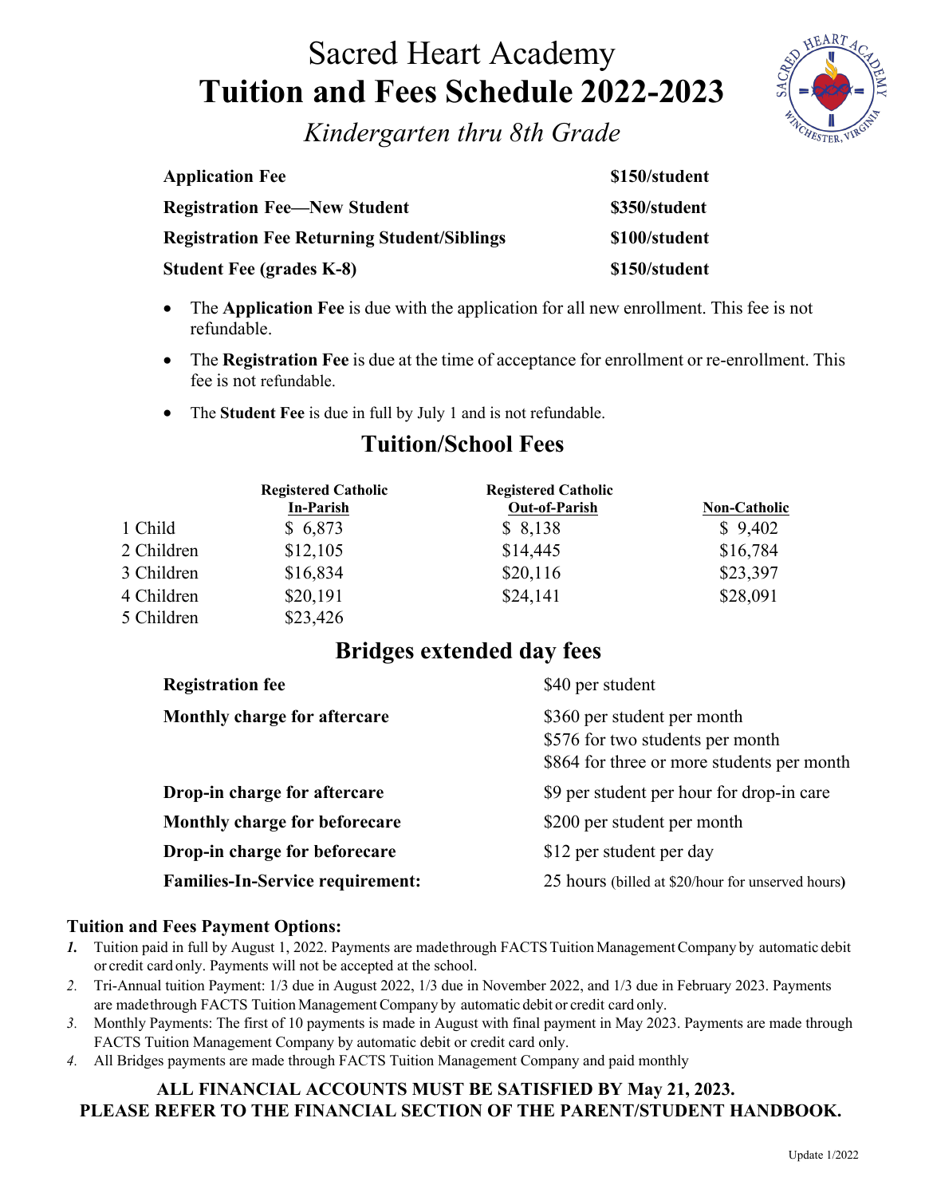# Sacred Heart Academy
# Tuition and Fees Schedule 2022-2023

*Kindergarten thru 8th Grade*

| | |
|---|---|
| **Application Fee** | **$150/student** |
| **Registration Fee—New Student** | **$350/student** |
| **Registration Fee Returning Student/Siblings** | **$100/student** |
| **Student Fee (grades K-8)** | **$150/student** |

- The **Application Fee** is due with the application for all new enrollment. This fee is not refundable.
- The **Registration Fee** is due at the time of acceptance for enrollment or re-enrollment. This fee is not refundable.
- The **Student Fee** is due in full by July 1 and is not refundable.

## Tuition/School Fees

| | Registered Catholic In-Parish | Registered Catholic Out-of-Parish | Non-Catholic |
|---|---|---|---|
| 1 Child | $ 6,873 | $ 8,138 | $ 9,402 |
| 2 Children | $12,105 | $14,445 | $16,784 |
| 3 Children | $16,834 | $20,116 | $23,397 |
| 4 Children | $20,191 | $24,141 | $28,091 |
| 5 Children | $23,426 | | |

## Bridges extended day fees

| | |
|---|---|
| **Registration fee** | $40 per student |
| **Monthly charge for aftercare** | $360 per student per month<br>$576 for two students per month<br>$864 for three or more students per month |
| **Drop-in charge for aftercare** | $9 per student per hour for drop-in care |
| **Monthly charge for beforecare** | $200 per student per month |
| **Drop-in charge for beforecare** | $12 per student per day |
| **Families-In-Service requirement:** | 25 hours (billed at $20/hour for unserved hours) |

**Tuition and Fees Payment Options:**

1. Tuition paid in full by August 1, 2022. Payments are made through FACTS Tuition Management Company by automatic debit or credit card only. Payments will not be accepted at the school.
2. Tri-Annual tuition Payment: 1/3 due in August 2022, 1/3 due in November 2022, and 1/3 due in February 2023. Payments are made through FACTS Tuition Management Company by automatic debit or credit card only.
3. Monthly Payments: The first of 10 payments is made in August with final payment in May 2023. Payments are made through FACTS Tuition Management Company by automatic debit or credit card only.
4. All Bridges payments are made through FACTS Tuition Management Company and paid monthly

**ALL FINANCIAL ACCOUNTS MUST BE SATISFIED BY May 21, 2023.**
**PLEASE REFER TO THE FINANCIAL SECTION OF THE PARENT/STUDENT HANDBOOK.**

Update 1/2022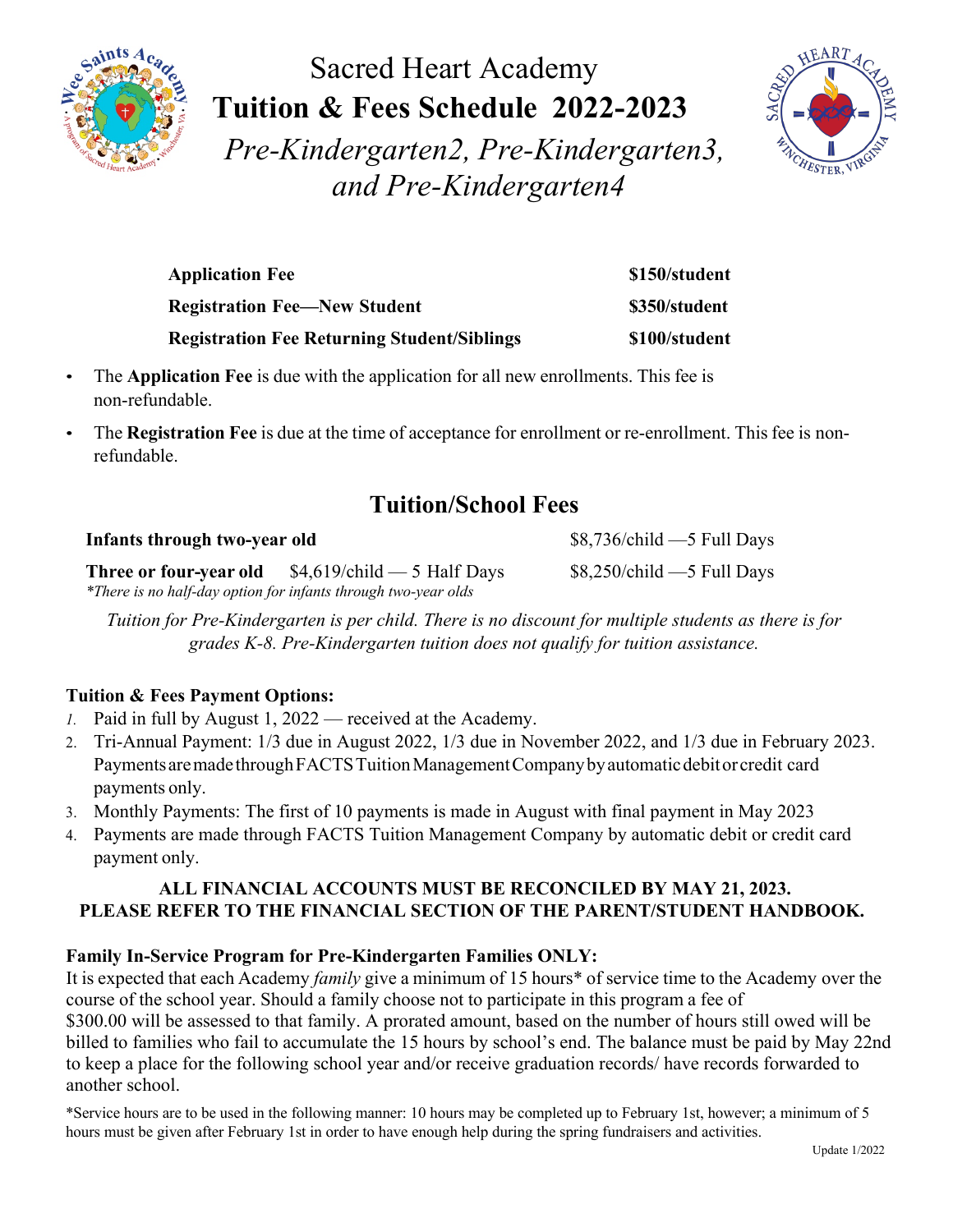# Sacred Heart Academy
# Tuition & Fees Schedule 2022-2023
## *Pre-Kindergarten2, Pre-Kindergarten3, and Pre-Kindergarten4*

| | |
|---|---|
| **Application Fee** | **$150/student** |
| **Registration Fee—New Student** | **$350/student** |
| **Registration Fee Returning Student/Siblings** | **$100/student** |

- The **Application Fee** is due with the application for all new enrollments. This fee is non-refundable.
- The **Registration Fee** is due at the time of acceptance for enrollment or re-enrollment. This fee is non-refundable.

## Tuition/School Fees

| | | |
|---|---|---|
| **Infants through two-year old** | | $8,736/child —5 Full Days |
| **Three or four-year old** | $4,619/child — 5 Half Days | $8,250/child —5 Full Days |

*\*There is no half-day option for infants through two-year olds*

*Tuition for Pre-Kindergarten is per child. There is no discount for multiple students as there is for grades K-8. Pre-Kindergarten tuition does not qualify for tuition assistance.*

**Tuition & Fees Payment Options:**

1. Paid in full by August 1, 2022 — received at the Academy.
2. Tri-Annual Payment: 1/3 due in August 2022, 1/3 due in November 2022, and 1/3 due in February 2023. Payments are made through FACTS Tuition Management Company by automatic debit or credit card payments only.
3. Monthly Payments: The first of 10 payments is made in August with final payment in May 2023
4. Payments are made through FACTS Tuition Management Company by automatic debit or credit card payment only.

**ALL FINANCIAL ACCOUNTS MUST BE RECONCILED BY MAY 21, 2023.**
**PLEASE REFER TO THE FINANCIAL SECTION OF THE PARENT/STUDENT HANDBOOK.**

**Family In-Service Program for Pre-Kindergarten Families ONLY:**

It is expected that each Academy *family* give a minimum of 15 hours* of service time to the Academy over the course of the school year. Should a family choose not to participate in this program a fee of $300.00 will be assessed to that family. A prorated amount, based on the number of hours still owed will be billed to families who fail to accumulate the 15 hours by school's end. The balance must be paid by May 22nd to keep a place for the following school year and/or receive graduation records/ have records forwarded to another school.

*Service hours are to be used in the following manner: 10 hours may be completed up to February 1st, however; a minimum of 5 hours must be given after February 1st in order to have enough help during the spring fundraisers and activities.

Update 1/2022